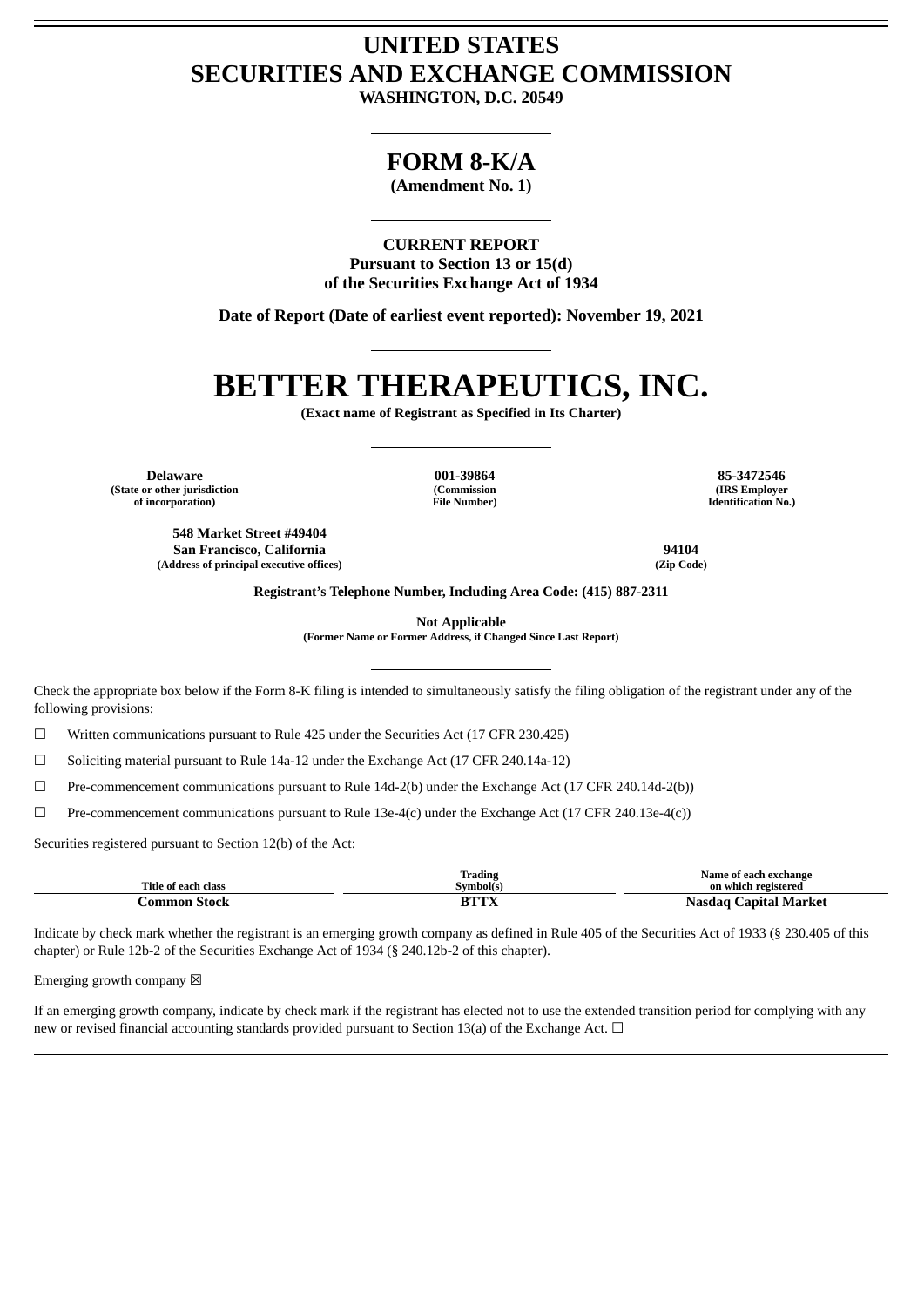# UNITED STATES
# SECURITIES AND EXCHANGE COMMISSION

**WASHINGTON, D.C. 20549**

---

## FORM 8-K/A

**(Amendment No. 1)**

---

**CURRENT REPORT**
**Pursuant to Section 13 or 15(d)**
**of the Securities Exchange Act of 1934**

**Date of Report (Date of earliest event reported): November 19, 2021**

---

# BETTER THERAPEUTICS, INC.

**(Exact name of Registrant as Specified in Its Charter)**

---

| Delaware | 001-39864 | 85-3472546 |
|---|---|---|
| (State or other jurisdiction of incorporation) | (Commission File Number) | (IRS Employer Identification No.) |

| 548 Market Street #49404 San Francisco, California | 94104 |
|---|---|
| (Address of principal executive offices) | (Zip Code) |

**Registrant's Telephone Number, Including Area Code: (415) 887-2311**

**Not Applicable**
**(Former Name or Former Address, if Changed Since Last Report)**

---

Check the appropriate box below if the Form 8-K filing is intended to simultaneously satisfy the filing obligation of the registrant under any of the following provisions:

☐ Written communications pursuant to Rule 425 under the Securities Act (17 CFR 230.425)

☐ Soliciting material pursuant to Rule 14a-12 under the Exchange Act (17 CFR 240.14a-12)

☐ Pre-commencement communications pursuant to Rule 14d-2(b) under the Exchange Act (17 CFR 240.14d-2(b))

☐ Pre-commencement communications pursuant to Rule 13e-4(c) under the Exchange Act (17 CFR 240.13e-4(c))

Securities registered pursuant to Section 12(b) of the Act:

| Title of each class | Trading Symbol(s) | Name of each exchange on which registered |
|---|---|---|
| **Common Stock** | **BTTX** | **Nasdaq Capital Market** |

Indicate by check mark whether the registrant is an emerging growth company as defined in Rule 405 of the Securities Act of 1933 (§ 230.405 of this chapter) or Rule 12b-2 of the Securities Exchange Act of 1934 (§ 240.12b-2 of this chapter).

Emerging growth company ☒

If an emerging growth company, indicate by check mark if the registrant has elected not to use the extended transition period for complying with any new or revised financial accounting standards provided pursuant to Section 13(a) of the Exchange Act. ☐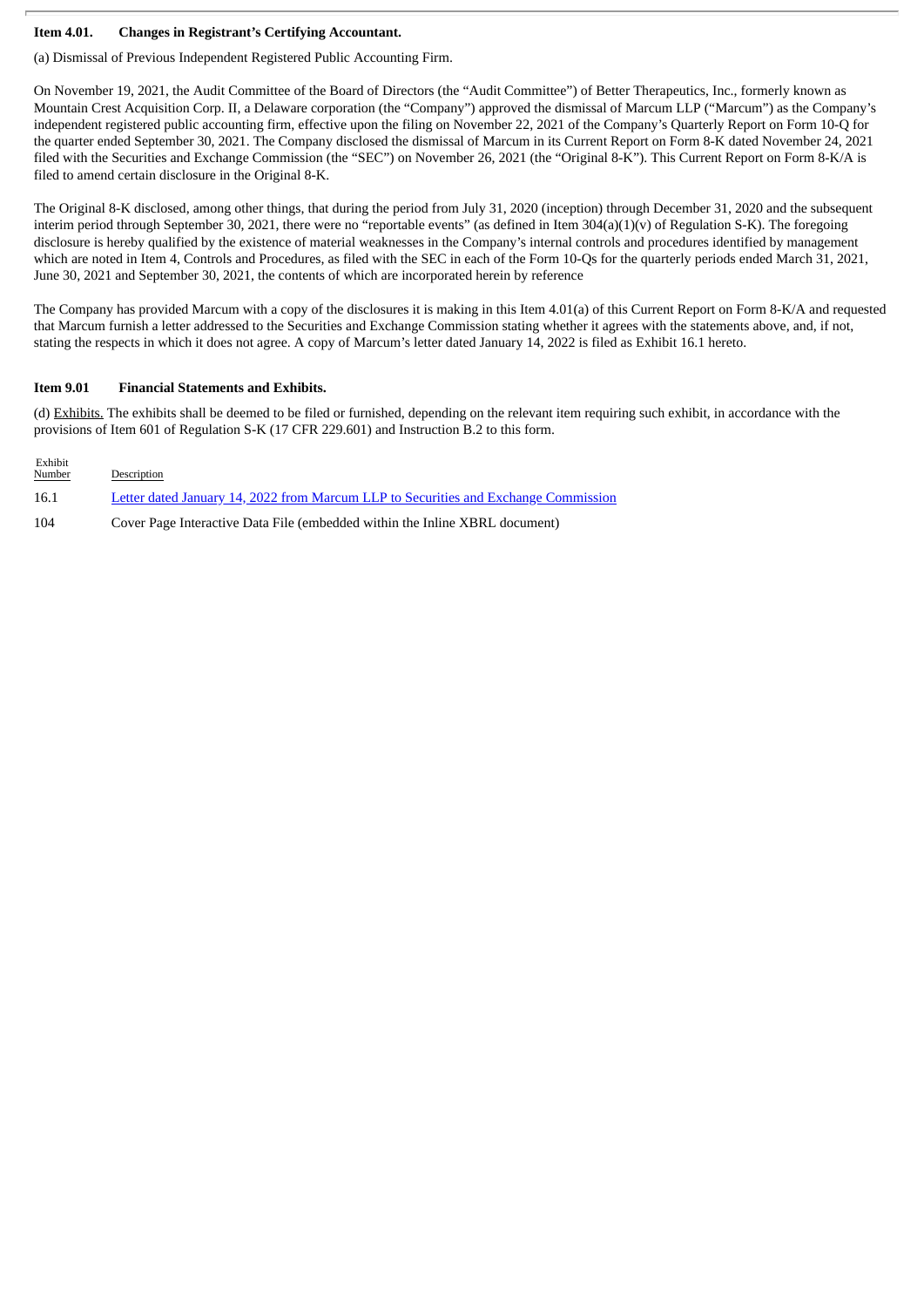**Item 4.01. Changes in Registrant's Certifying Accountant.**

(a) Dismissal of Previous Independent Registered Public Accounting Firm.

On November 19, 2021, the Audit Committee of the Board of Directors (the "Audit Committee") of Better Therapeutics, Inc., formerly known as Mountain Crest Acquisition Corp. II, a Delaware corporation (the "Company") approved the dismissal of Marcum LLP ("Marcum") as the Company's independent registered public accounting firm, effective upon the filing on November 22, 2021 of the Company's Quarterly Report on Form 10-Q for the quarter ended September 30, 2021. The Company disclosed the dismissal of Marcum in its Current Report on Form 8-K dated November 24, 2021 filed with the Securities and Exchange Commission (the "SEC") on November 26, 2021 (the "Original 8-K"). This Current Report on Form 8-K/A is filed to amend certain disclosure in the Original 8-K.

The Original 8-K disclosed, among other things, that during the period from July 31, 2020 (inception) through December 31, 2020 and the subsequent interim period through September 30, 2021, there were no "reportable events" (as defined in Item 304(a)(1)(v) of Regulation S-K). The foregoing disclosure is hereby qualified by the existence of material weaknesses in the Company's internal controls and procedures identified by management which are noted in Item 4, Controls and Procedures, as filed with the SEC in each of the Form 10-Qs for the quarterly periods ended March 31, 2021, June 30, 2021 and September 30, 2021, the contents of which are incorporated herein by reference

The Company has provided Marcum with a copy of the disclosures it is making in this Item 4.01(a) of this Current Report on Form 8-K/A and requested that Marcum furnish a letter addressed to the Securities and Exchange Commission stating whether it agrees with the statements above, and, if not, stating the respects in which it does not agree. A copy of Marcum's letter dated January 14, 2022 is filed as Exhibit 16.1 hereto.

**Item 9.01 Financial Statements and Exhibits.**

(d) Exhibits. The exhibits shall be deemed to be filed or furnished, depending on the relevant item requiring such exhibit, in accordance with the provisions of Item 601 of Regulation S-K (17 CFR 229.601) and Instruction B.2 to this form.

| Exhibit Number | Description |
|---|---|
| 16.1 | Letter dated January 14, 2022 from Marcum LLP to Securities and Exchange Commission |
| 104 | Cover Page Interactive Data File (embedded within the Inline XBRL document) |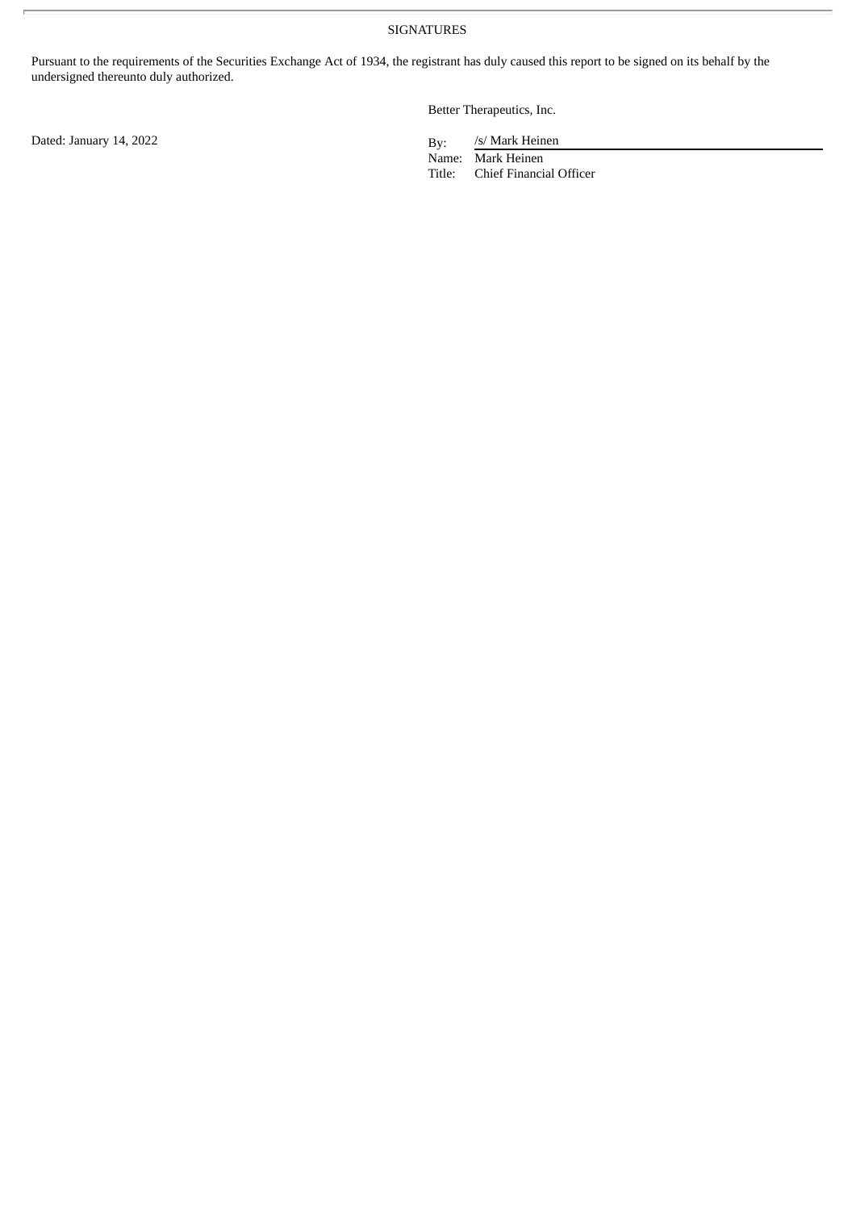SIGNATURES

Pursuant to the requirements of the Securities Exchange Act of 1934, the registrant has duly caused this report to be signed on its behalf by the undersigned thereunto duly authorized.

Better Therapeutics, Inc.

Dated: January 14, 2022

By: /s/ Mark Heinen
Name: Mark Heinen
Title: Chief Financial Officer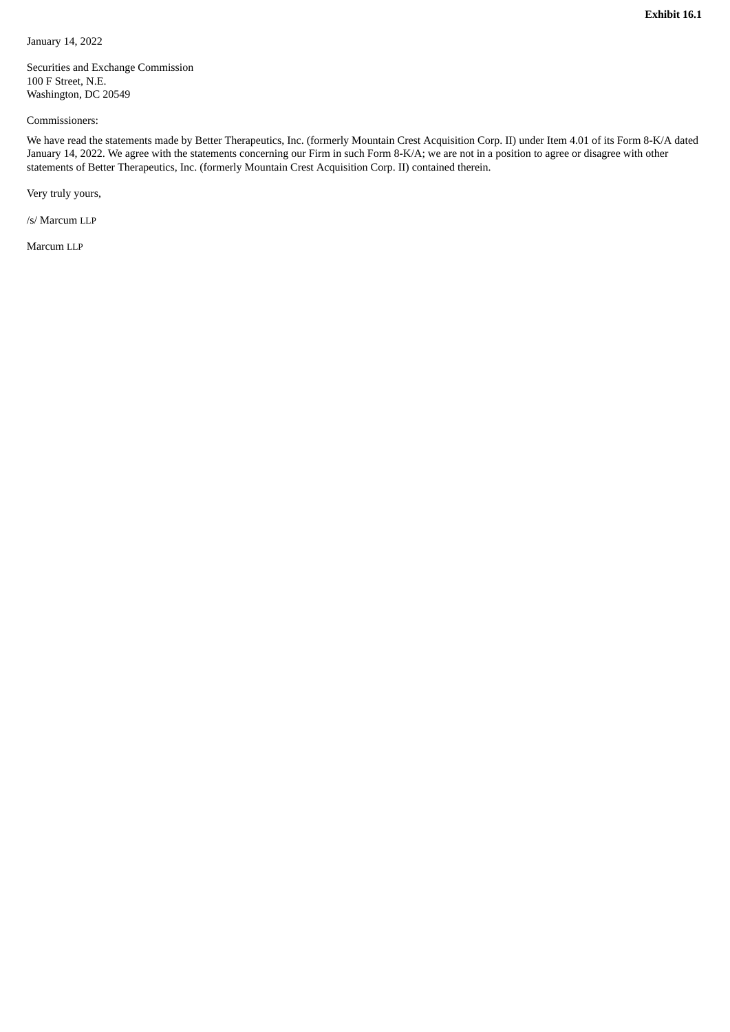**Exhibit 16.1**

January 14, 2022

Securities and Exchange Commission
100 F Street, N.E.
Washington, DC 20549

Commissioners:

We have read the statements made by Better Therapeutics, Inc. (formerly Mountain Crest Acquisition Corp. II) under Item 4.01 of its Form 8-K/A dated January 14, 2022. We agree with the statements concerning our Firm in such Form 8-K/A; we are not in a position to agree or disagree with other statements of Better Therapeutics, Inc. (formerly Mountain Crest Acquisition Corp. II) contained therein.

Very truly yours,

/s/ Marcum LLP

Marcum LLP